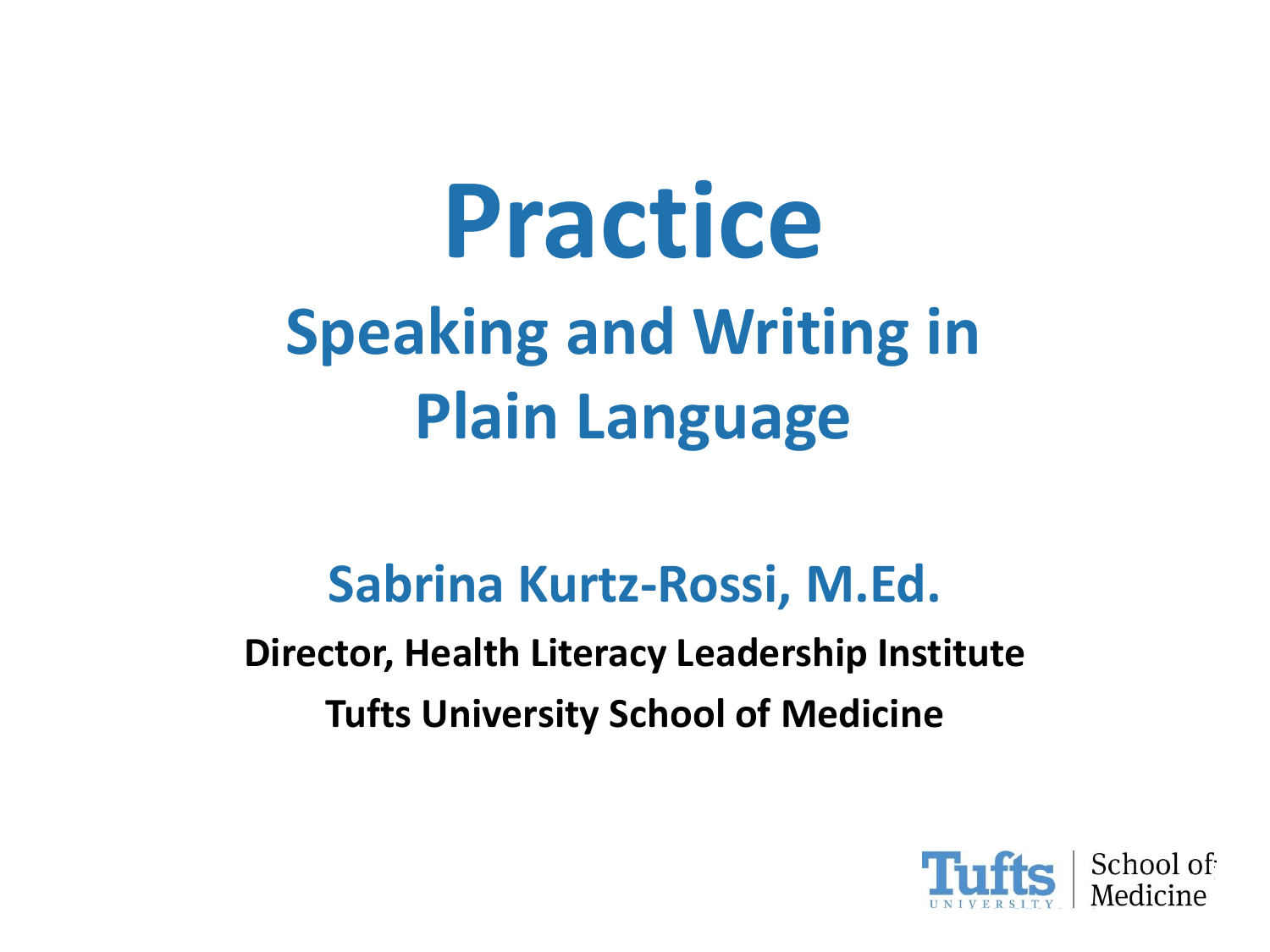# Practice

## Speaking and Writing in Plain Language

**Sabrina Kurtz-Rossi, M.Ed.**

**Director, Health Literacy Leadership Institute**

**Tufts University School of Medicine**

Tufts UNIVERSITY | School of Medicine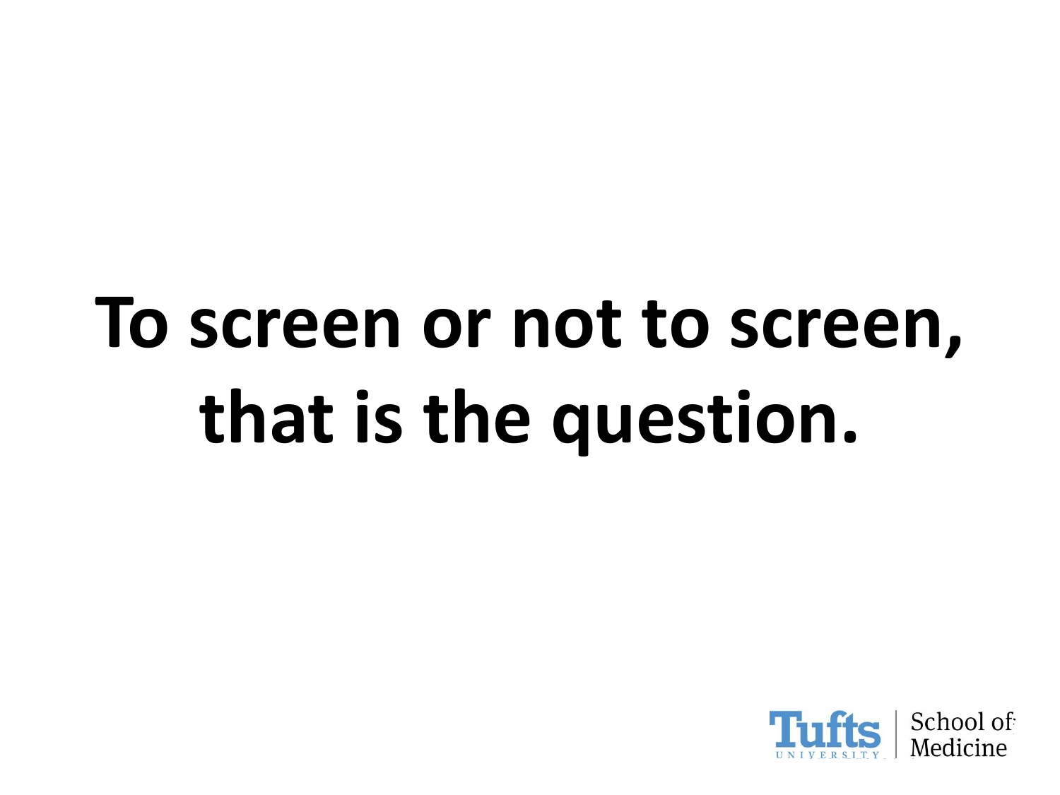# To screen or not to screen, that is the question.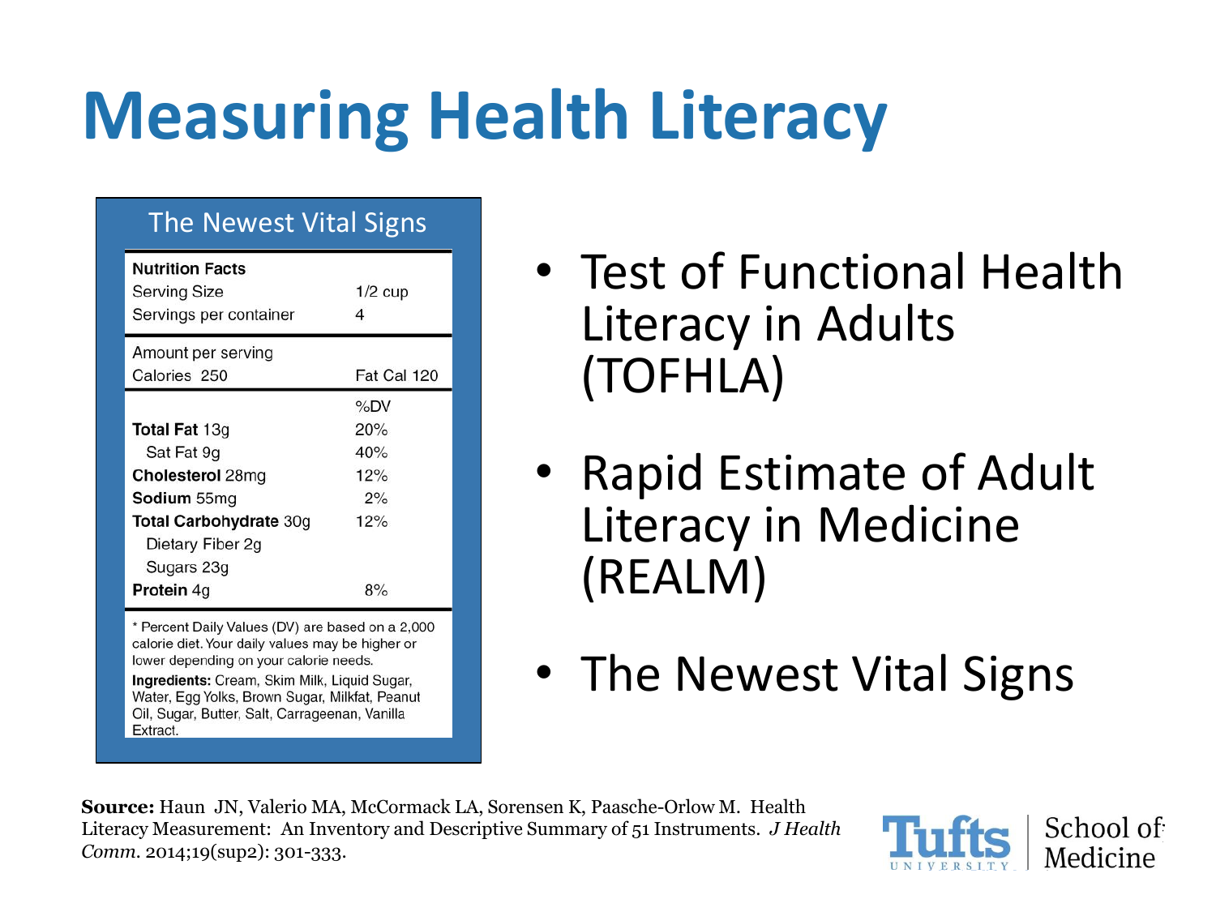# Measuring Health Literacy

**The Newest Vital Signs**

| **Nutrition Facts** | |
|---|---|
| Serving Size | 1/2 cup |
| Servings per container | 4 |
| Amount per serving | |
| Calories 250 | Fat Cal 120 |
| | %DV |
| **Total Fat** 13g | 20% |
| Sat Fat 9g | 40% |
| **Cholesterol** 28mg | 12% |
| **Sodium** 55mg | 2% |
| **Total Carbohydrate** 30g | 12% |
| Dietary Fiber 2g | |
| Sugars 23g | |
| **Protein** 4g | 8% |

* Percent Daily Values (DV) are based on a 2,000 calorie diet. Your daily values may be higher or lower depending on your calorie needs.

**Ingredients:** Cream, Skim Milk, Liquid Sugar, Water, Egg Yolks, Brown Sugar, Milkfat, Peanut Oil, Sugar, Butter, Salt, Carrageenan, Vanilla Extract.

- Test of Functional Health Literacy in Adults (TOFHLA)
- Rapid Estimate of Adult Literacy in Medicine (REALM)
- The Newest Vital Signs

**Source:** Haun JN, Valerio MA, McCormack LA, Sorensen K, Paasche-Orlow M. Health Literacy Measurement: An Inventory and Descriptive Summary of 51 Instruments. *J Health Comm*. 2014;19(sup2): 301-333.

Tufts University School of Medicine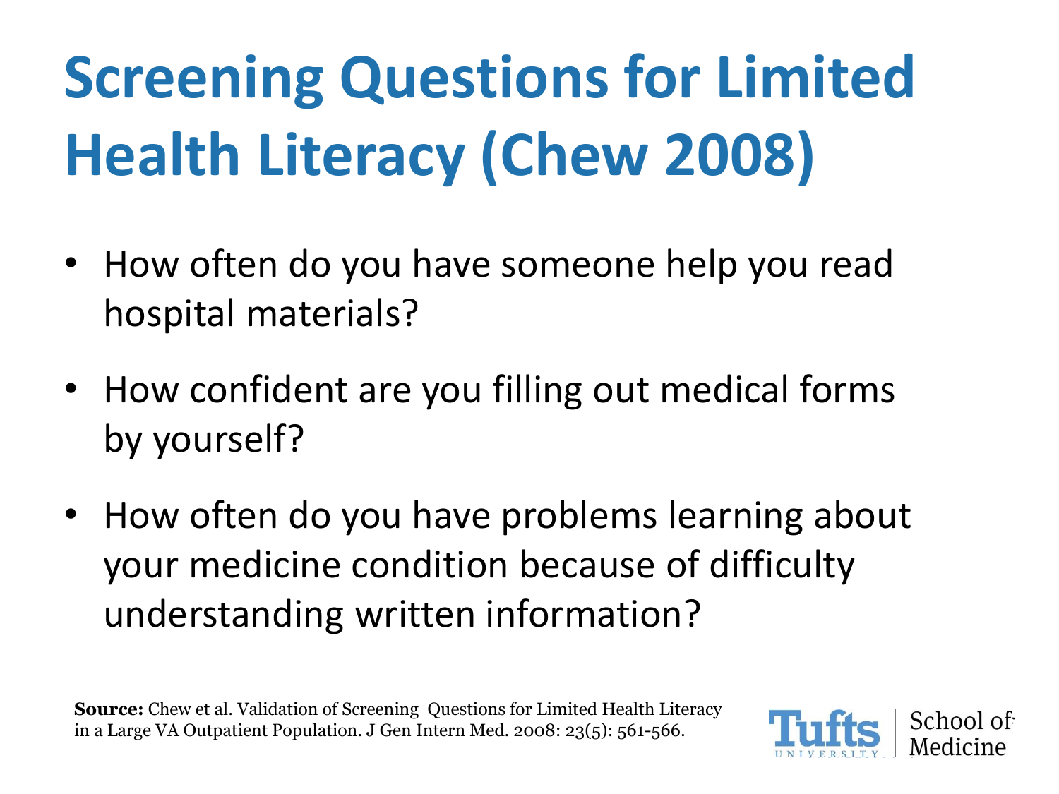# Screening Questions for Limited Health Literacy (Chew 2008)

- How often do you have someone help you read hospital materials?
- How confident are you filling out medical forms by yourself?
- How often do you have problems learning about your medicine condition because of difficulty understanding written information?

**Source:** Chew et al. Validation of Screening Questions for Limited Health Literacy in a Large VA Outpatient Population. J Gen Intern Med. 2008: 23(5): 561-566.

Tufts University | School of Medicine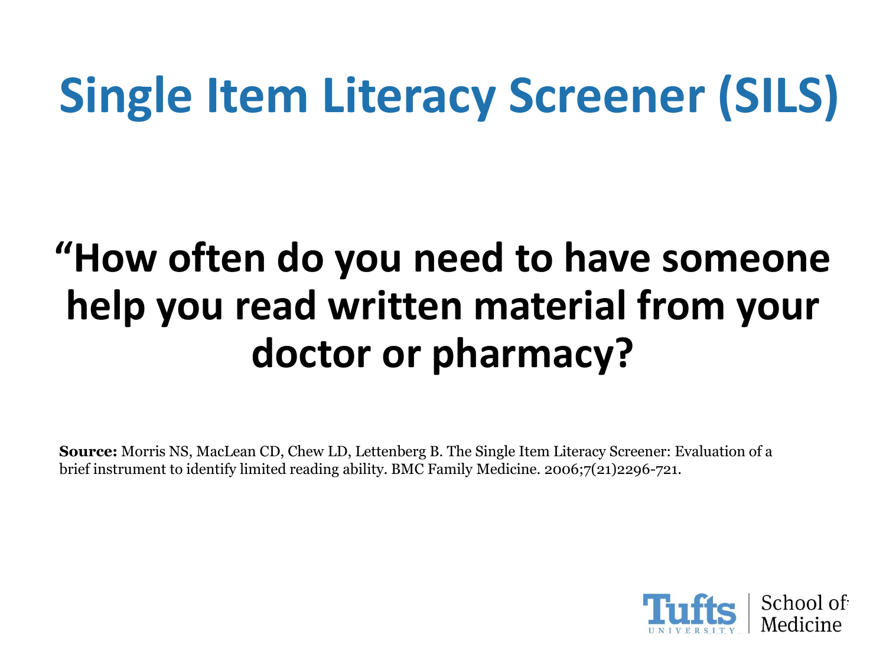# Single Item Literacy Screener (SILS)

**“How often do you need to have someone help you read written material from your doctor or pharmacy?**

**Source:** Morris NS, MacLean CD, Chew LD, Lettenberg B. The Single Item Literacy Screener: Evaluation of a brief instrument to identify limited reading ability. BMC Family Medicine. 2006;7(21)2296-721.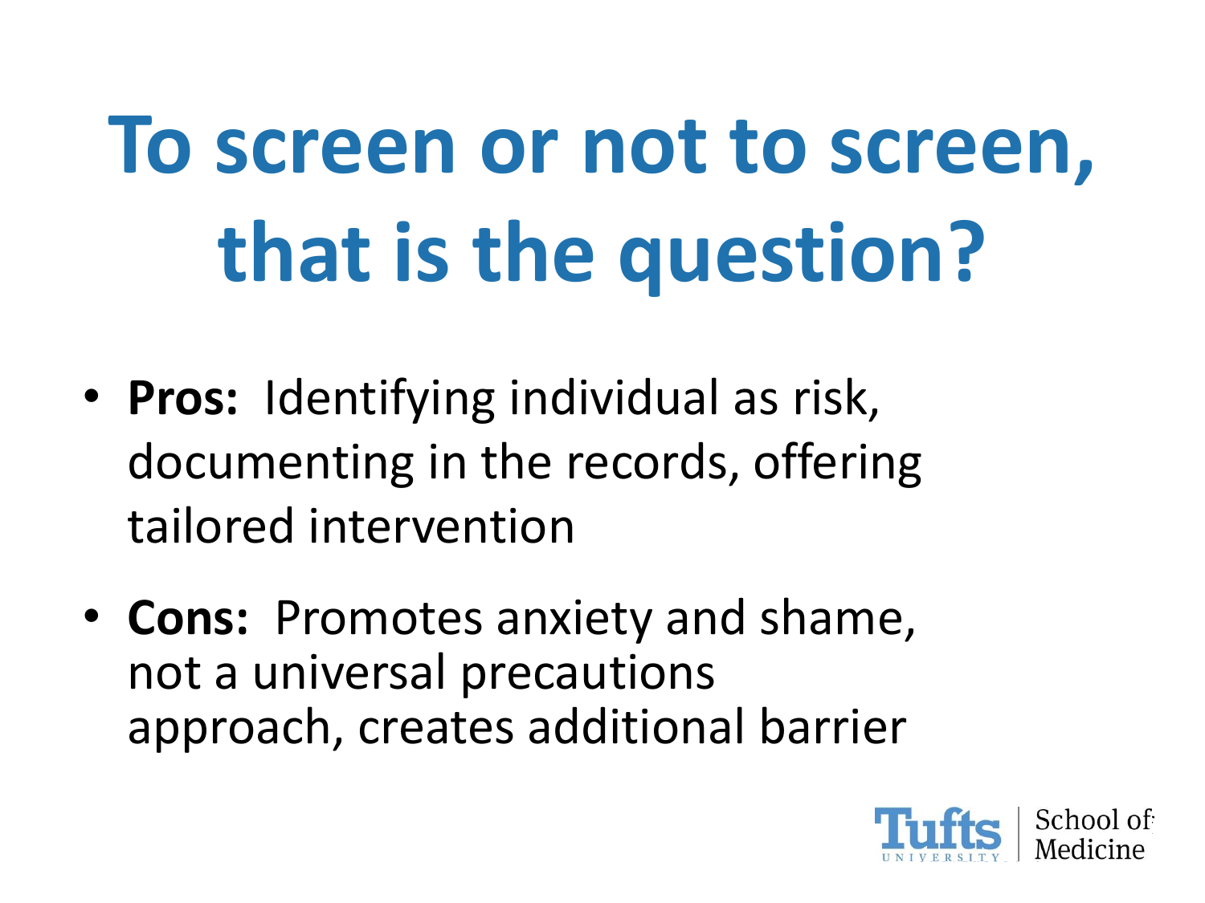# To screen or not to screen, that is the question?

- **Pros:** Identifying individual as risk, documenting in the records, offering tailored intervention
- **Cons:** Promotes anxiety and shame, not a universal precautions approach, creates additional barrier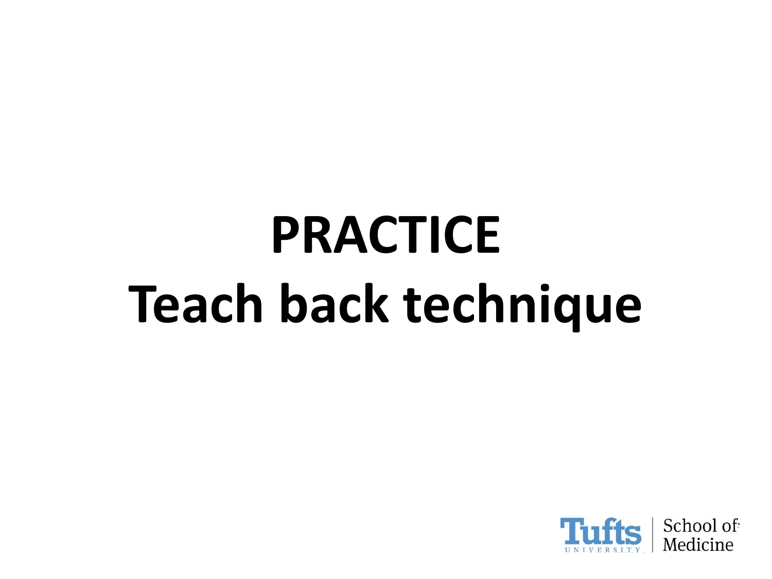# PRACTICE
# Teach back technique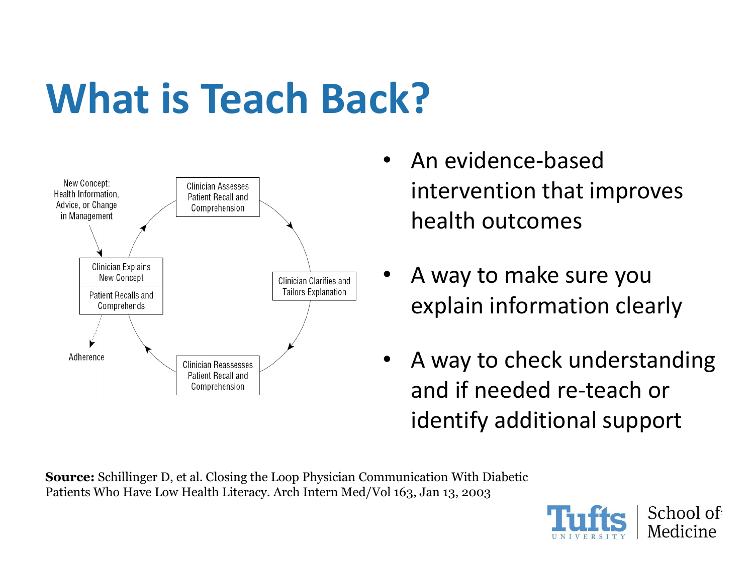# What is Teach Back?

New Concept: Health Information, Advice, or Change in Management

Clinician Explains New Concept

Patient Recalls and Comprehends

Clinician Assesses Patient Recall and Comprehension

Clinician Clarifies and Tailors Explanation

Clinician Reassesses Patient Recall and Comprehension

Adherence

- An evidence-based intervention that improves health outcomes
- A way to make sure you explain information clearly
- A way to check understanding and if needed re-teach or identify additional support

**Source:** Schillinger D, et al. Closing the Loop Physician Communication With Diabetic Patients Who Have Low Health Literacy. Arch Intern Med/Vol 163, Jan 13, 2003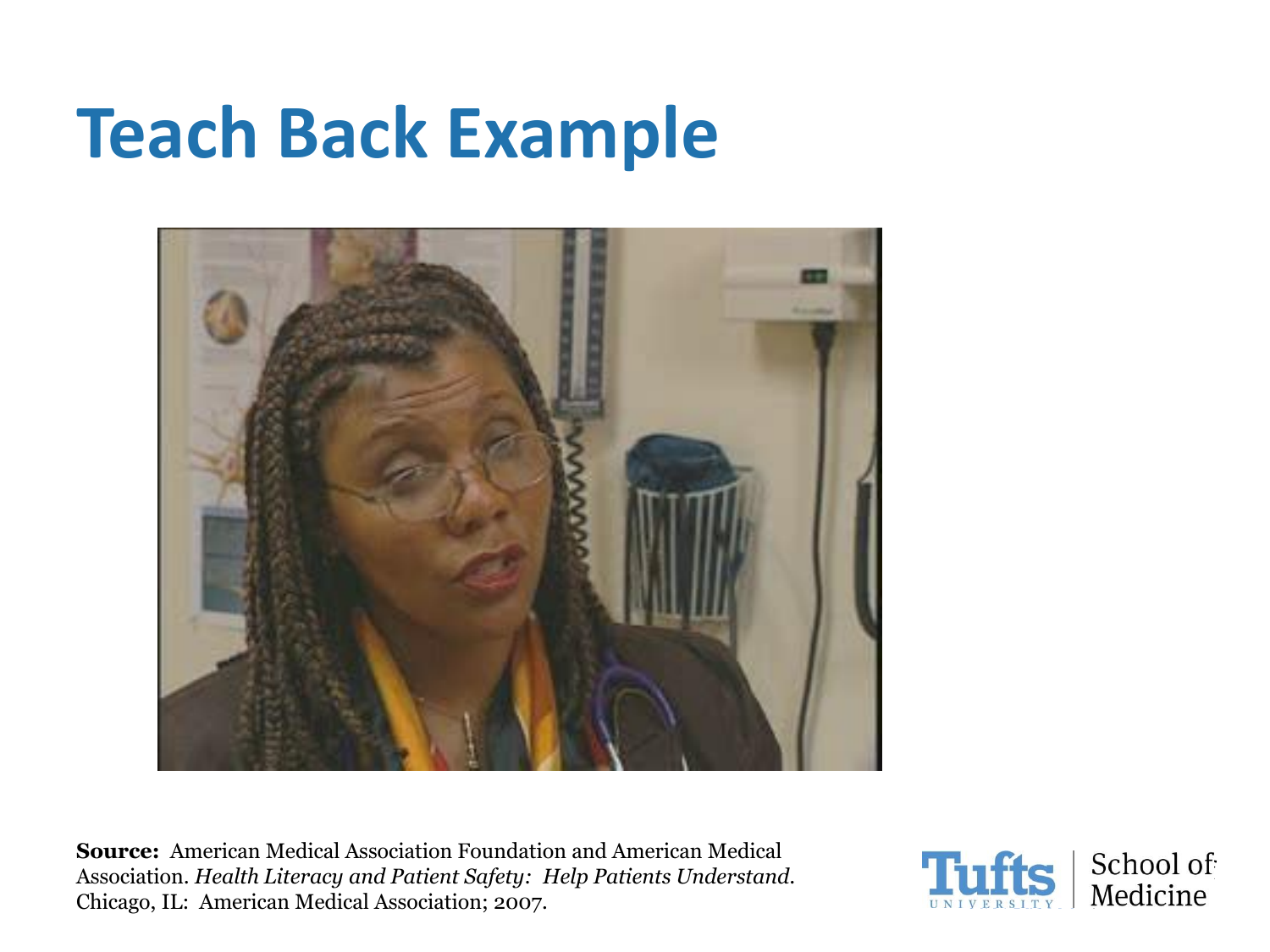# Teach Back Example

**Source:** American Medical Association Foundation and American Medical Association. *Health Literacy and Patient Safety: Help Patients Understand*. Chicago, IL: American Medical Association; 2007.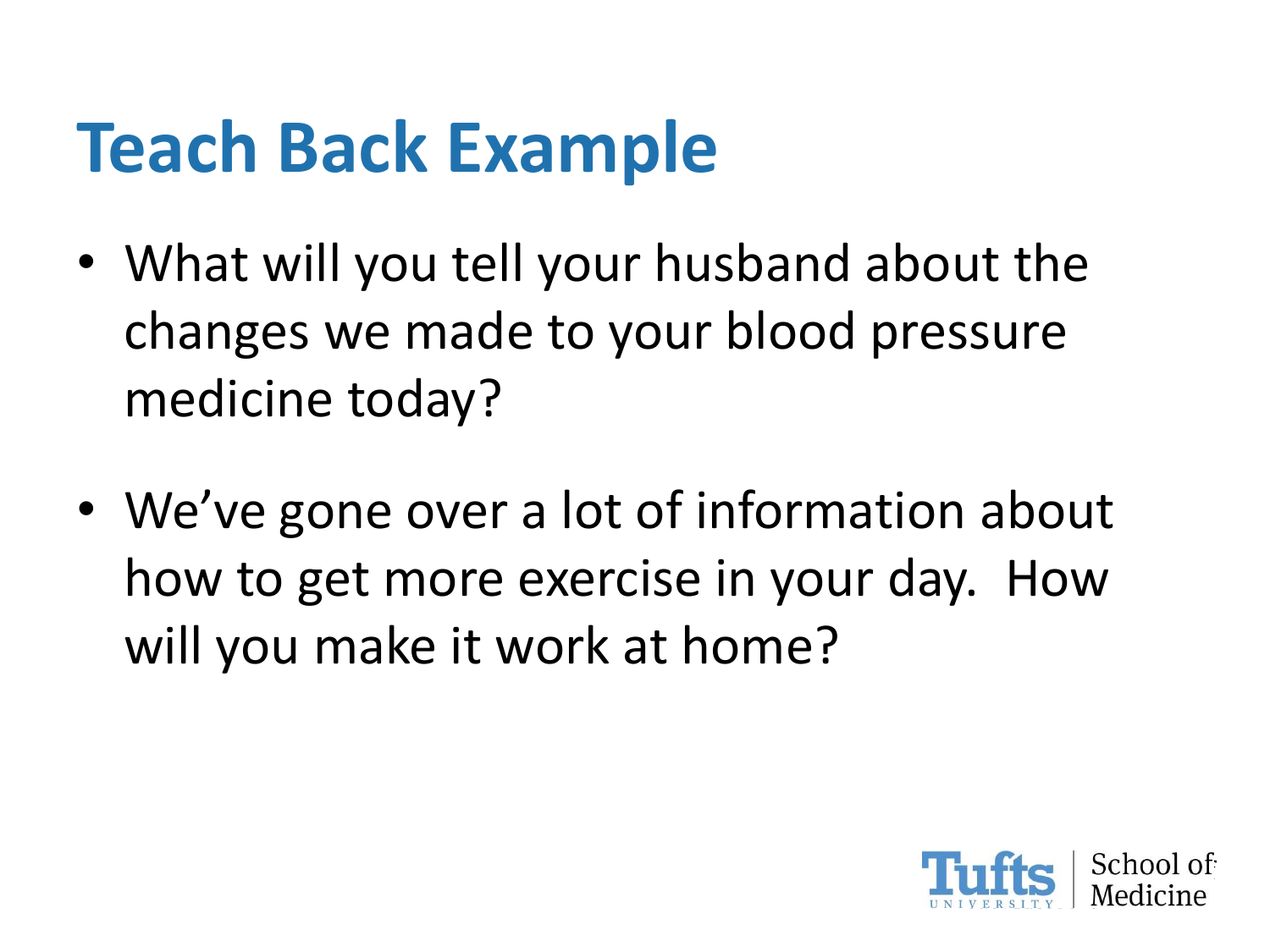# Teach Back Example

- What will you tell your husband about the changes we made to your blood pressure medicine today?

- We've gone over a lot of information about how to get more exercise in your day. How will you make it work at home?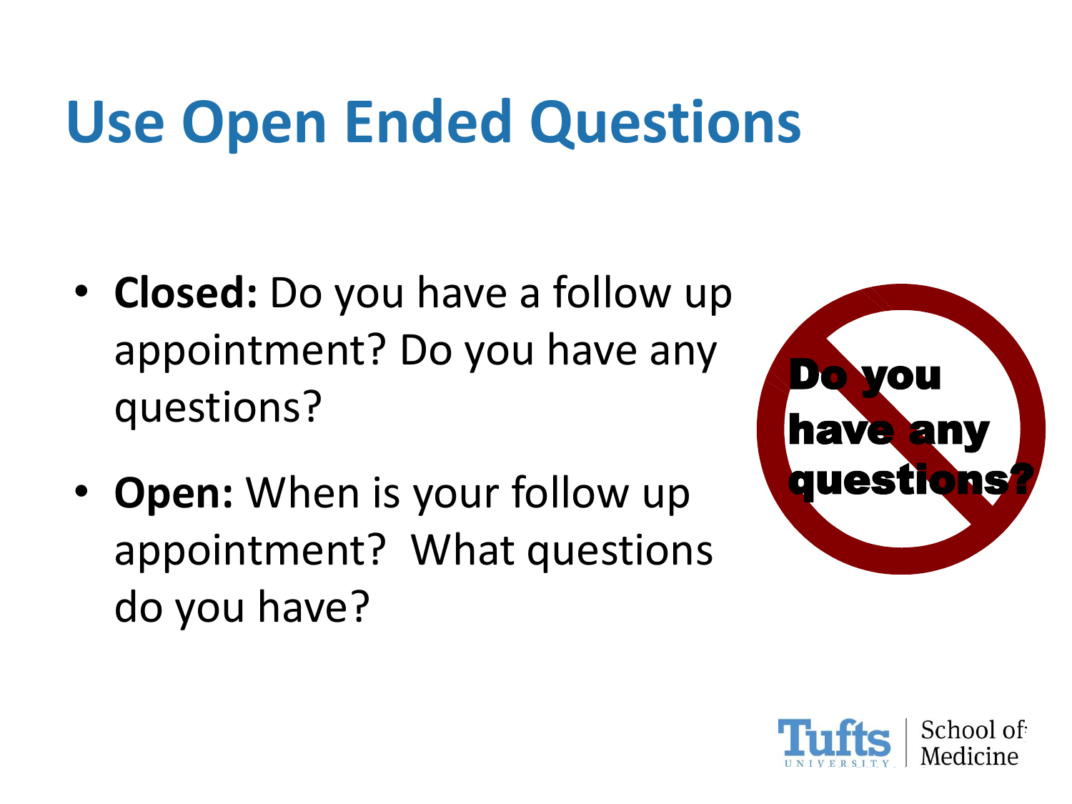# Use Open Ended Questions

- **Closed:** Do you have a follow up appointment? Do you have any questions?
- **Open:** When is your follow up appointment? What questions do you have?

Do you have any questions?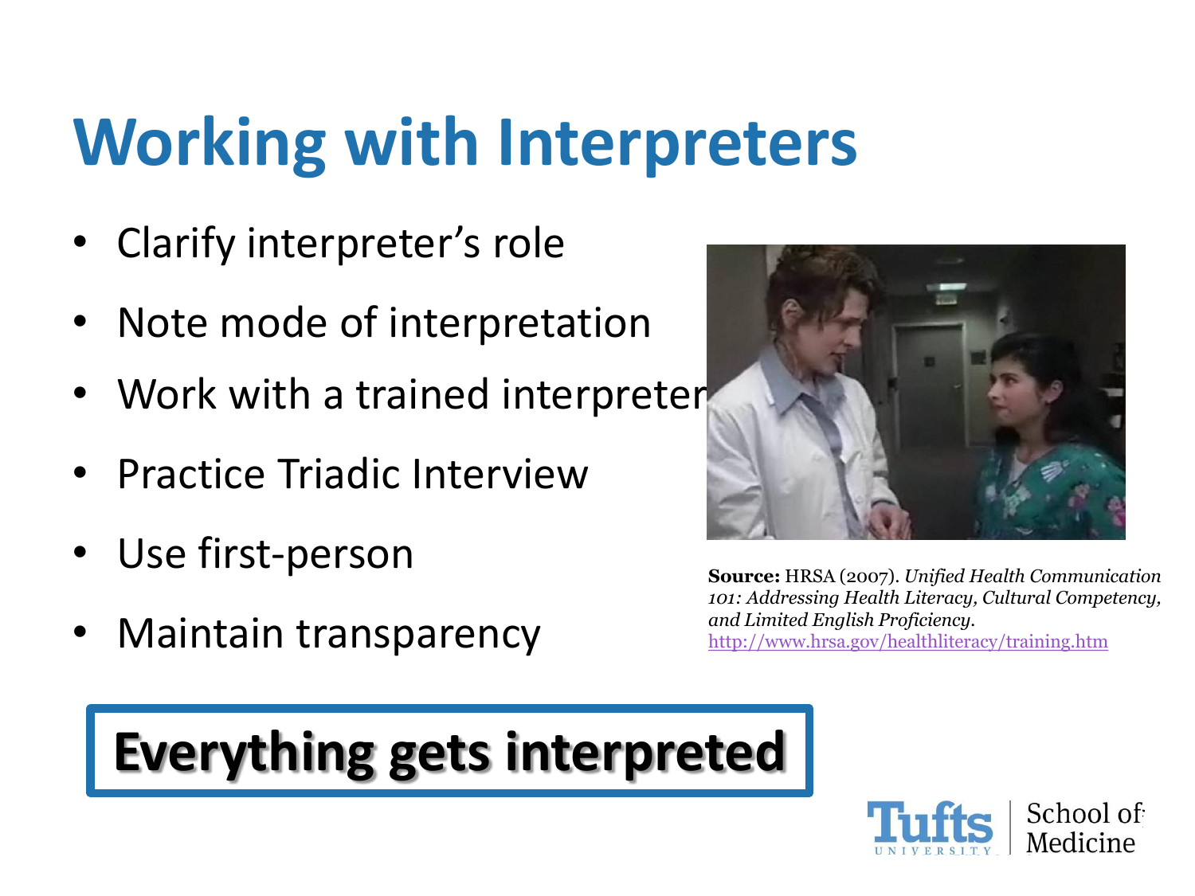# Working with Interpreters

- Clarify interpreter's role
- Note mode of interpretation
- Work with a trained interpreter
- Practice Triadic Interview
- Use first-person
- Maintain transparency

**Source:** HRSA (2007). *Unified Health Communication 101: Addressing Health Literacy, Cultural Competency, and Limited English Proficiency.* http://www.hrsa.gov/healthliteracy/training.htm

**Everything gets interpreted**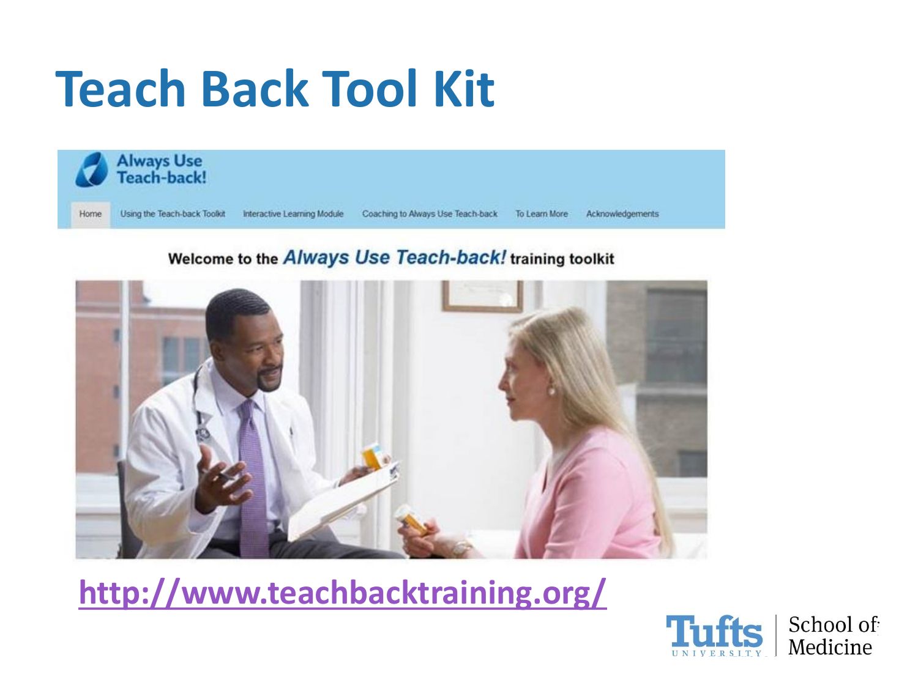# Teach Back Tool Kit

Always Use Teach-back!

Home | Using the Teach-back Toolkit | Interactive Learning Module | Coaching to Always Use Teach-back | To Learn More | Acknowledgements

Welcome to the *Always Use Teach-back!* training toolkit

http://www.teachbacktraining.org/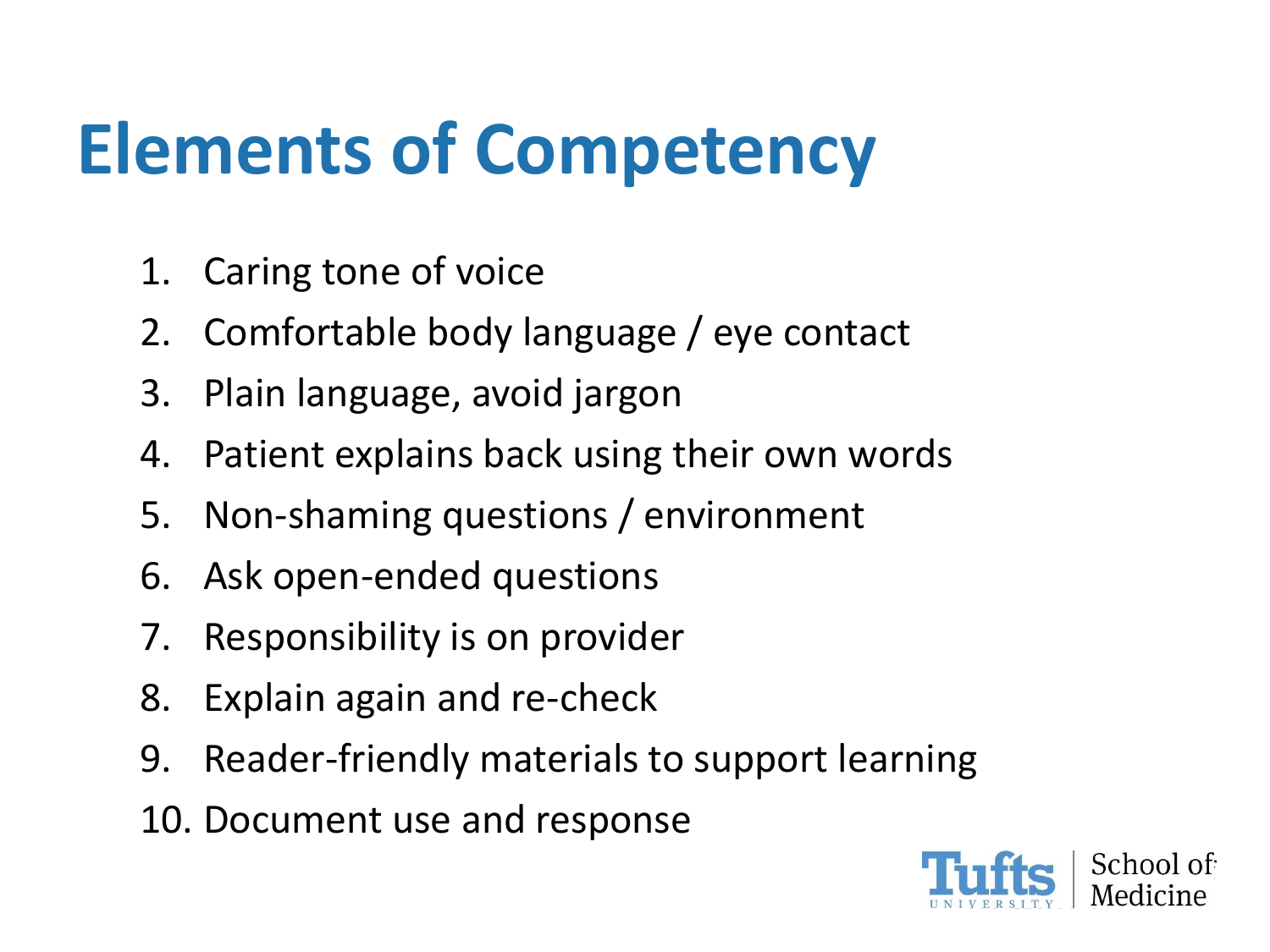# Elements of Competency

1. Caring tone of voice
2. Comfortable body language / eye contact
3. Plain language, avoid jargon
4. Patient explains back using their own words
5. Non-shaming questions / environment
6. Ask open-ended questions
7. Responsibility is on provider
8. Explain again and re-check
9. Reader-friendly materials to support learning
10. Document use and response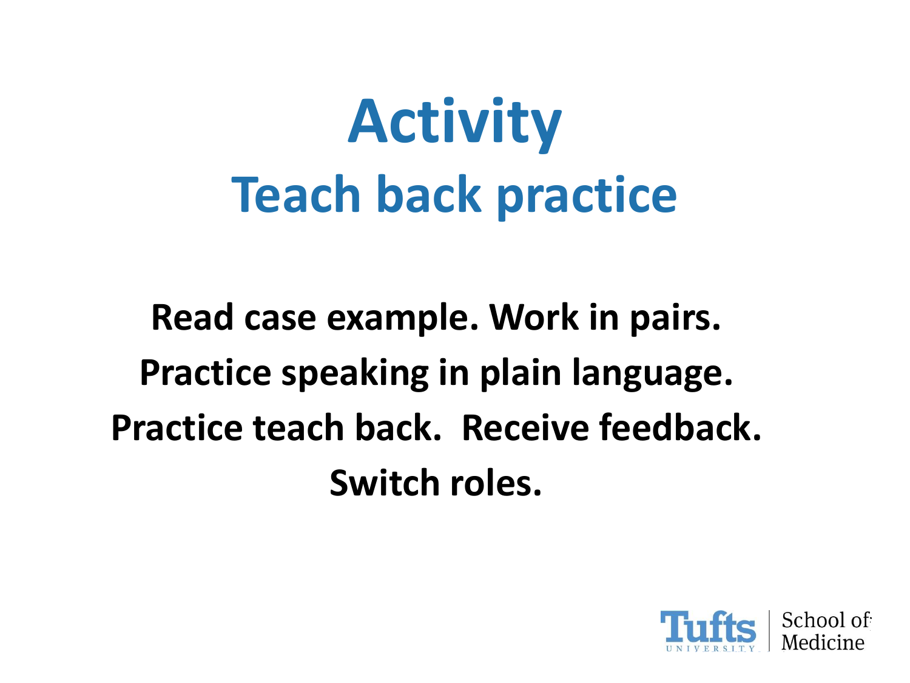# Activity

## Teach back practice

**Read case example. Work in pairs.**

**Practice speaking in plain language.**

**Practice teach back. Receive feedback.**

**Switch roles.**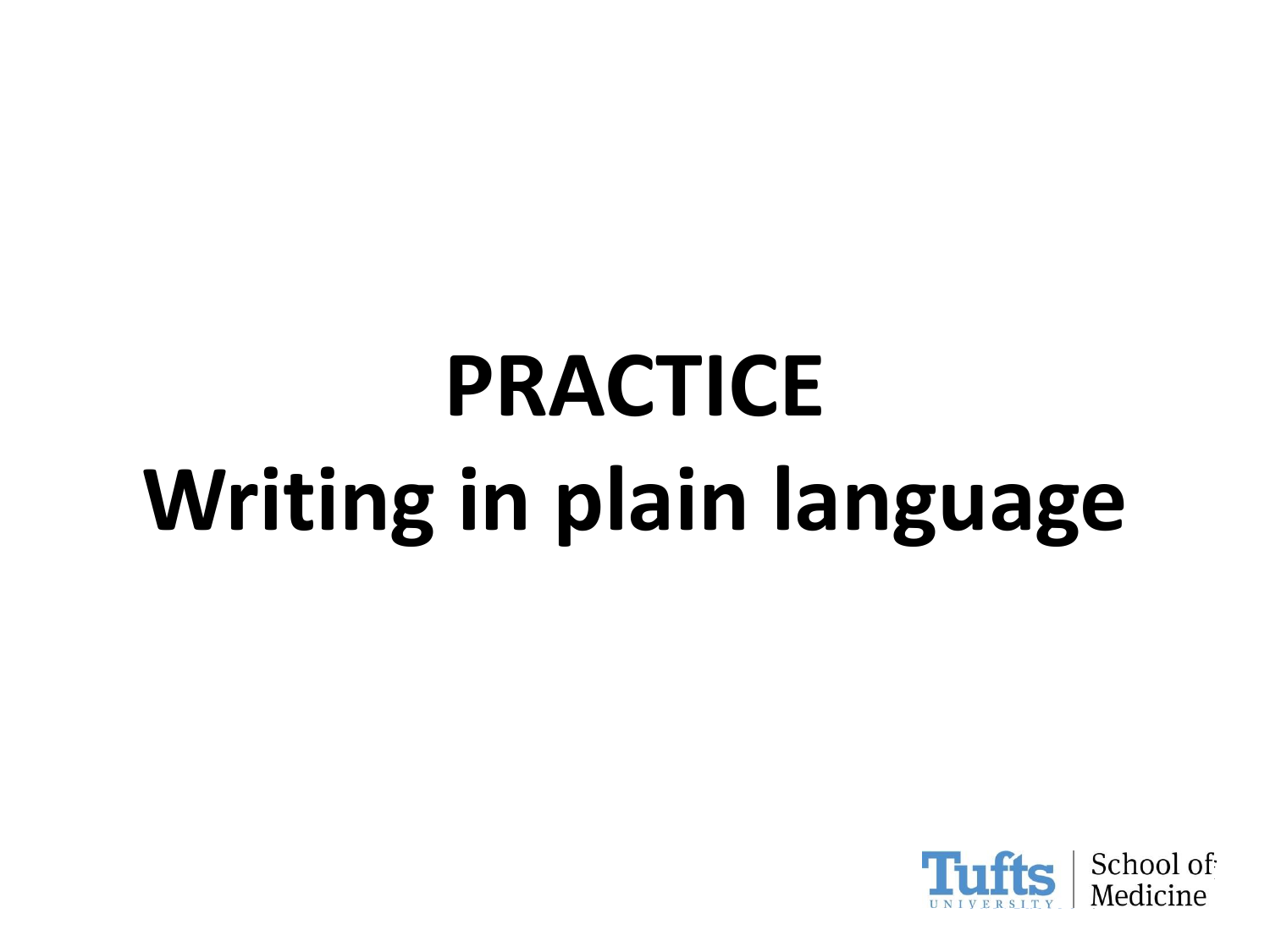# PRACTICE
# Writing in plain language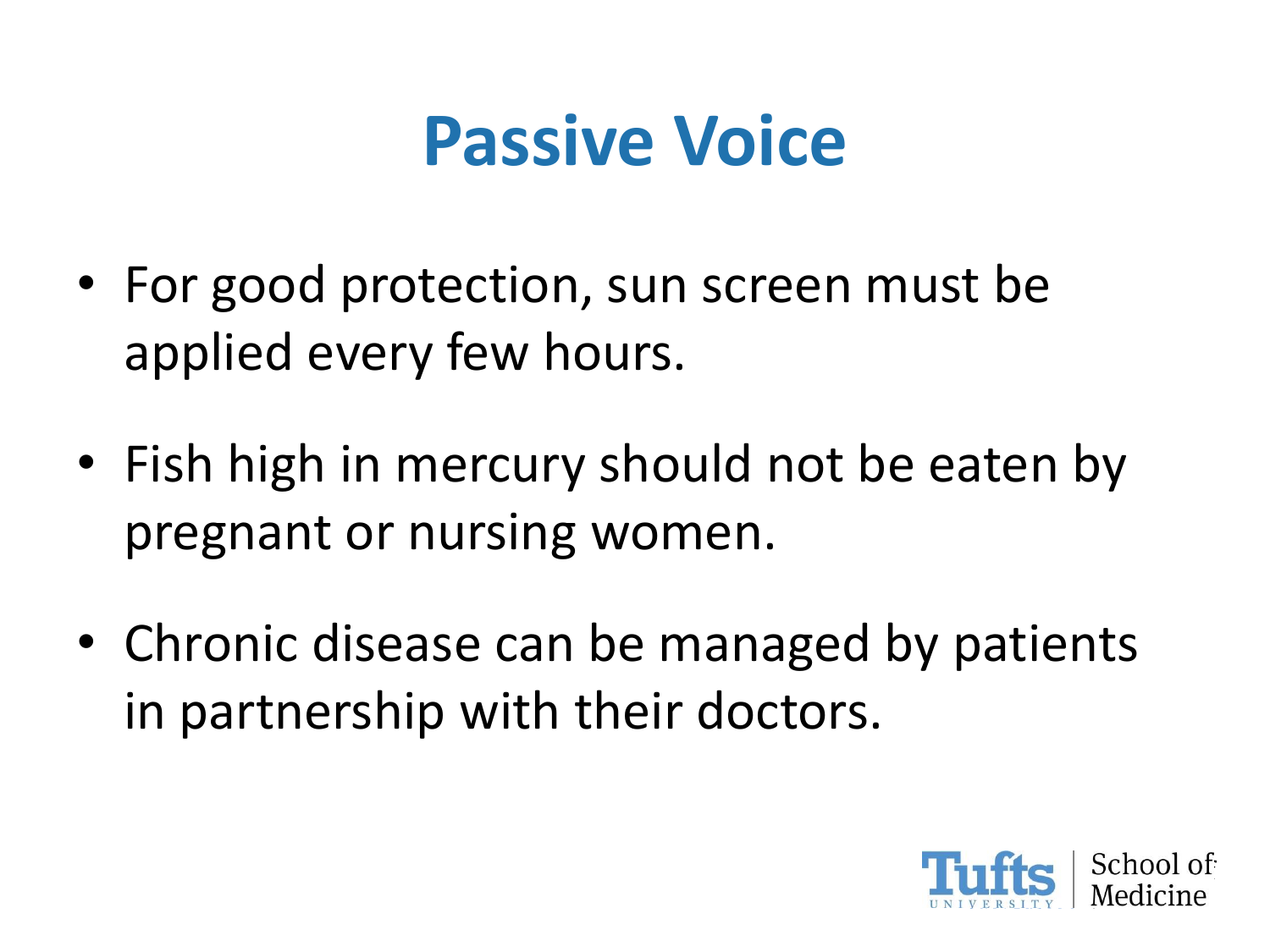# Passive Voice

- For good protection, sun screen must be applied every few hours.
- Fish high in mercury should not be eaten by pregnant or nursing women.
- Chronic disease can be managed by patients in partnership with their doctors.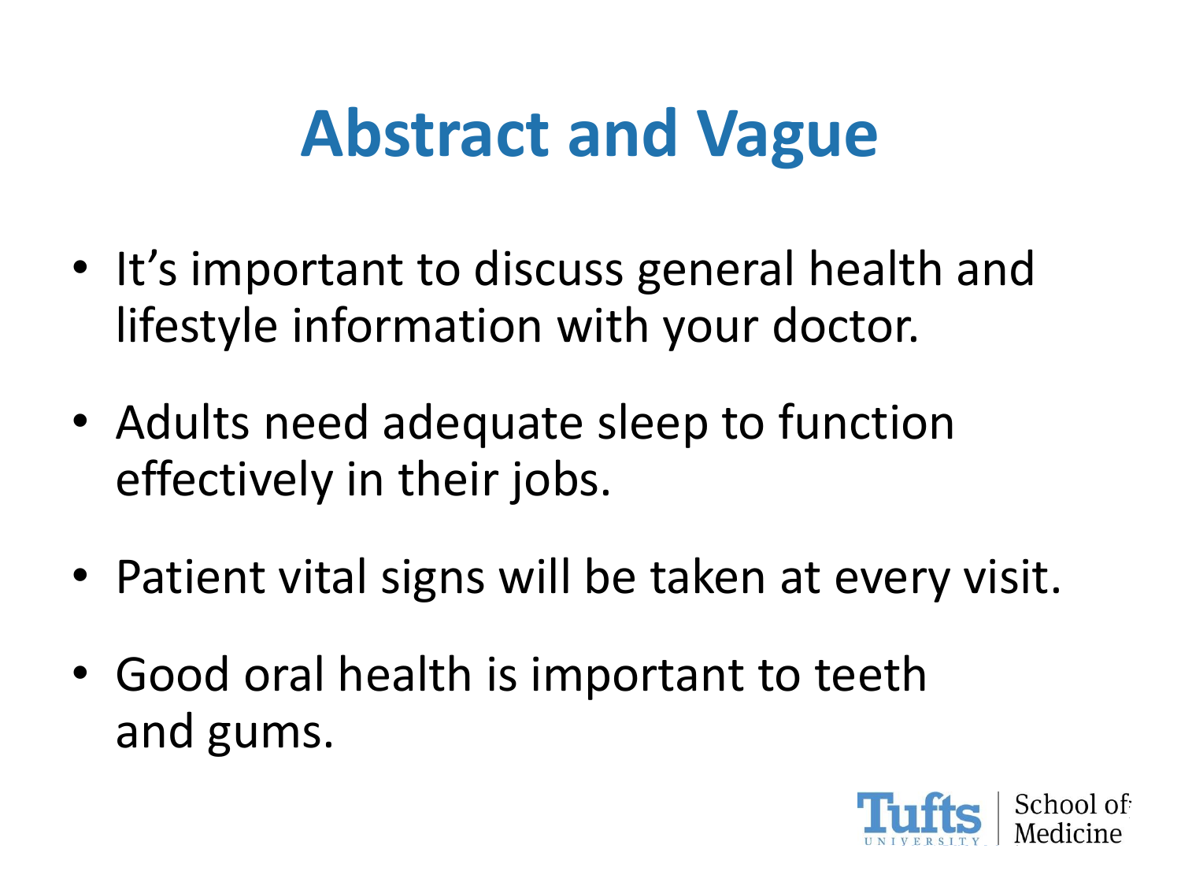# Abstract and Vague

- It's important to discuss general health and lifestyle information with your doctor.
- Adults need adequate sleep to function effectively in their jobs.
- Patient vital signs will be taken at every visit.
- Good oral health is important to teeth and gums.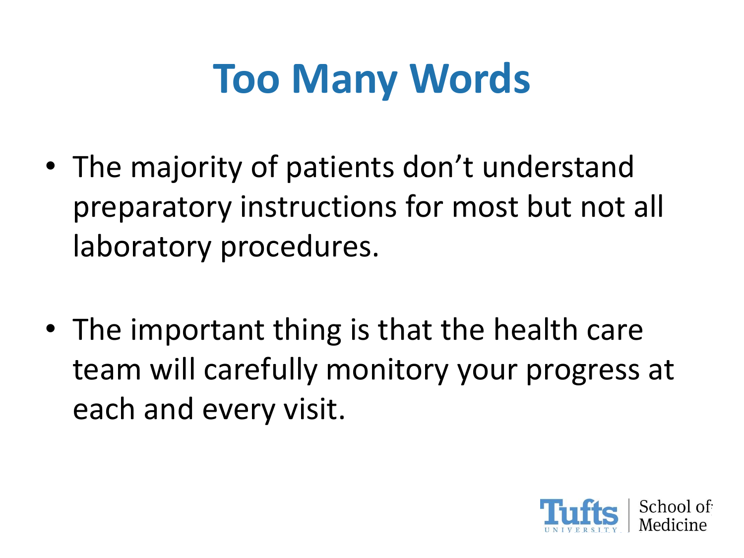# Too Many Words

- The majority of patients don't understand preparatory instructions for most but not all laboratory procedures.

- The important thing is that the health care team will carefully monitor your progress at each and every visit.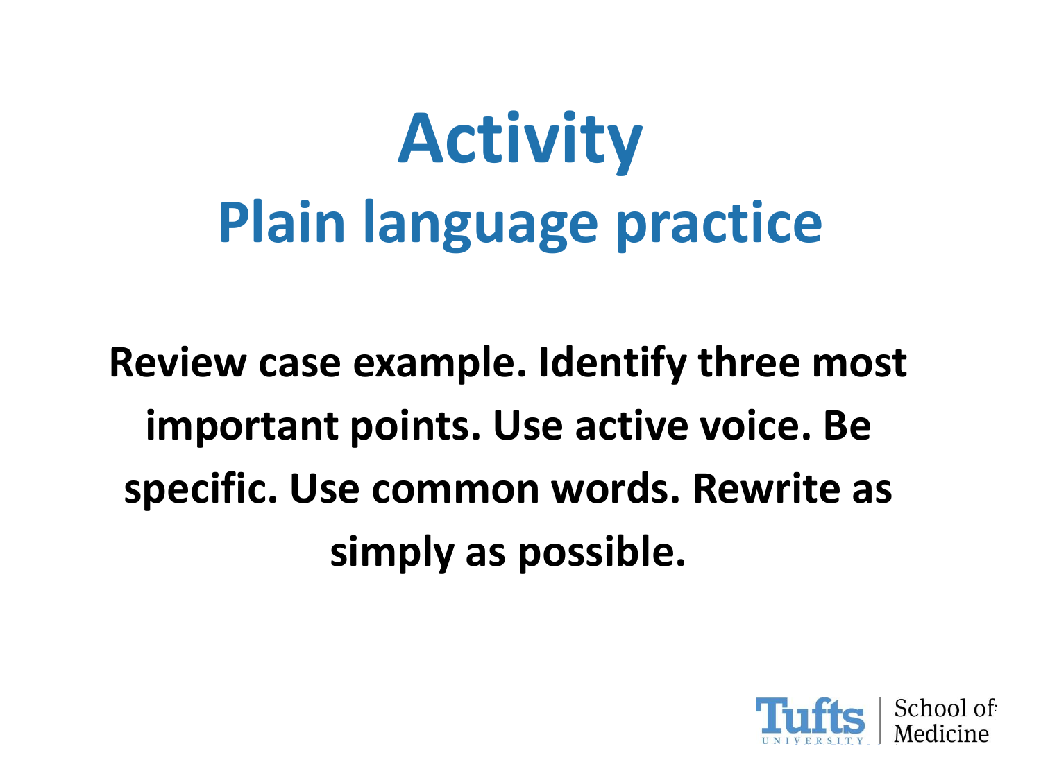# Activity

## Plain language practice

**Review case example. Identify three most important points. Use active voice. Be specific. Use common words. Rewrite as simply as possible.**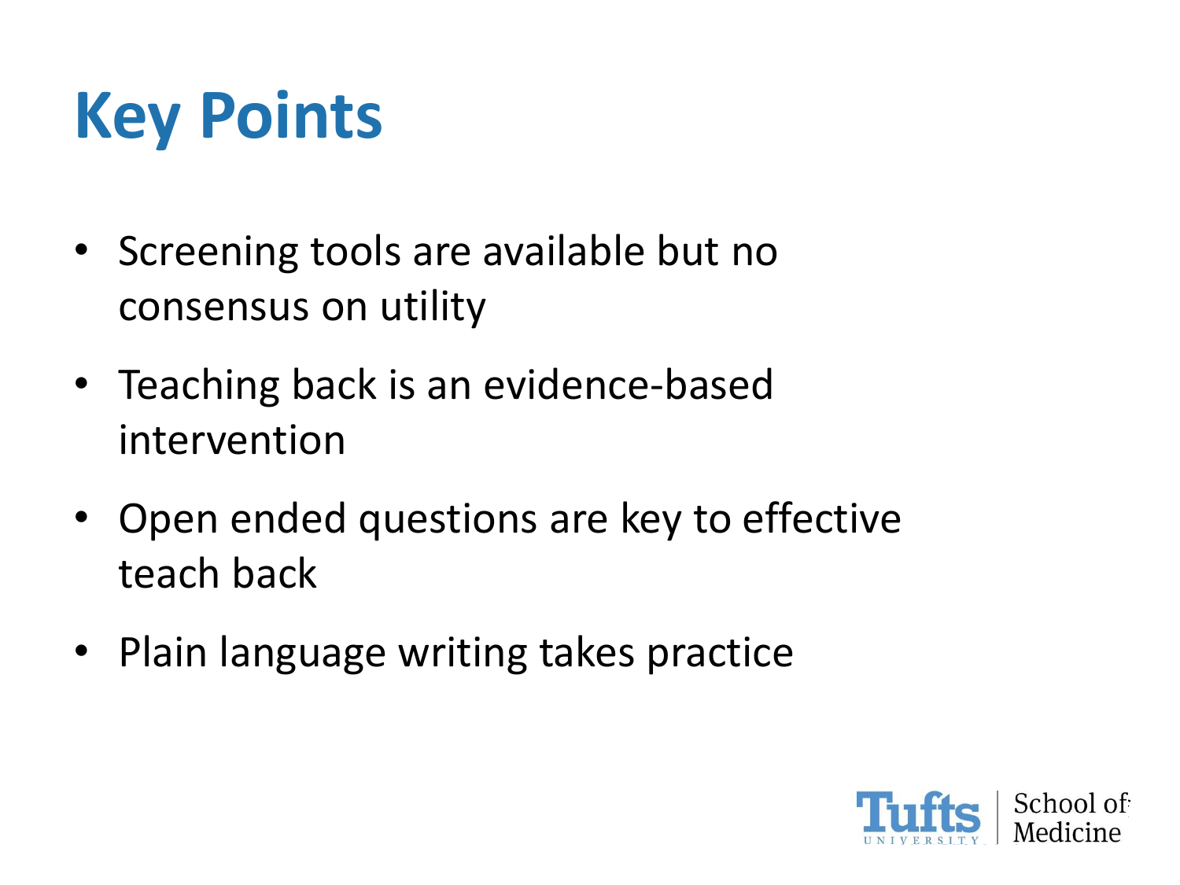# Key Points

- Screening tools are available but no consensus on utility
- Teaching back is an evidence-based intervention
- Open ended questions are key to effective teach back
- Plain language writing takes practice